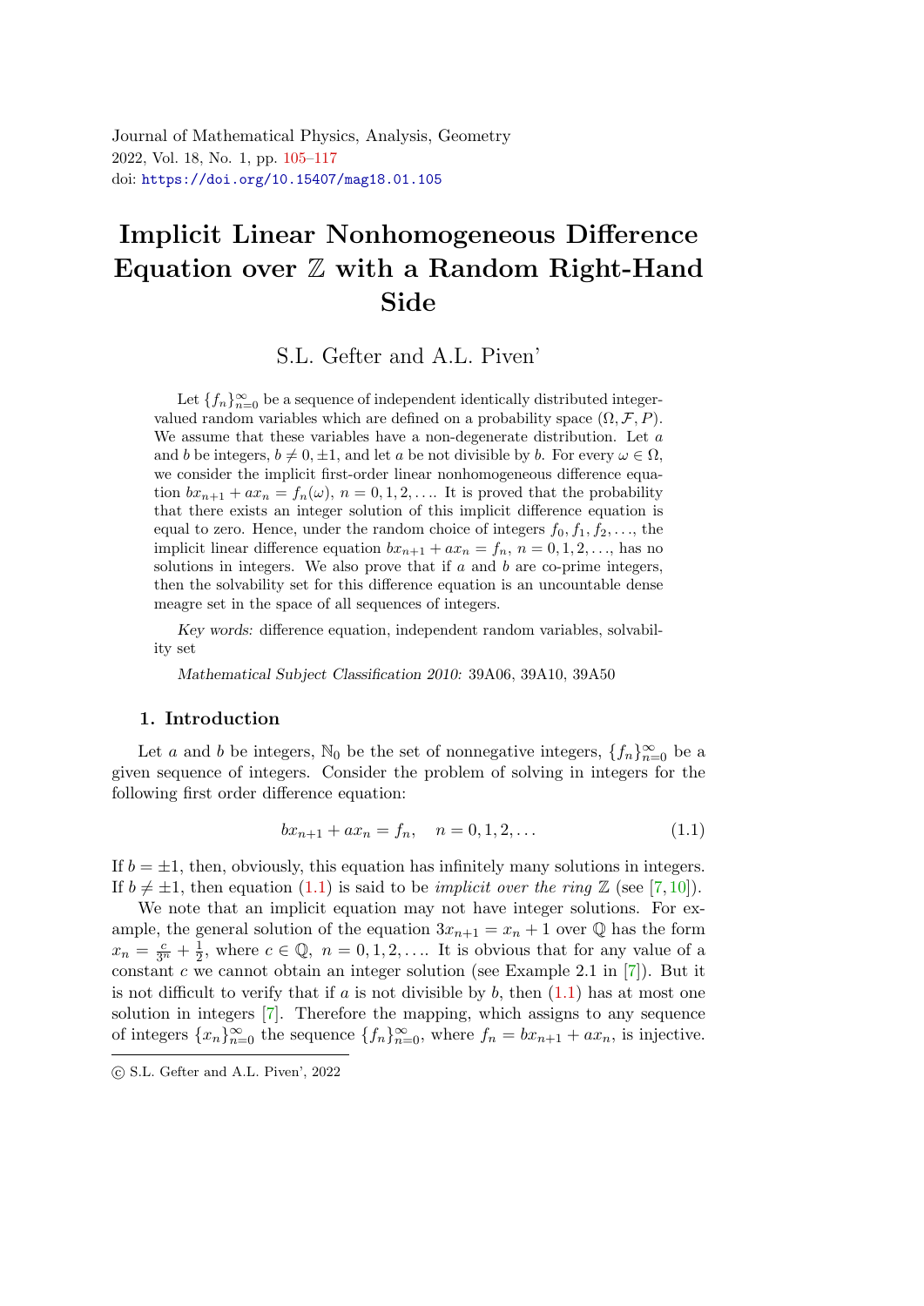# Implicit Linear Nonhomogeneous Difference Equation over $\mathbb{Z}$ with a Random Right-Hand Side

S.L. Gefter and A.L. Piven'

Let $\{f_n\}_{n=0}^{\infty}$ be a sequence of independent identically distributed integer-valued random variables which are defined on a probability space $(\Omega, \mathcal{F}, P)$. We assume that these variables have a non-degenerate distribution. Let $a$ and $b$ be integers, $b \neq 0, \pm 1$, and let $a$ be not divisible by $b$. For every $\omega \in \Omega$, we consider the implicit first-order linear nonhomogeneous difference equation $bx_{n+1} + ax_n = f_n(\omega)$, $n = 0, 1, 2, \ldots$. It is proved that the probability that there exists an integer solution of this implicit difference equation is equal to zero. Hence, under the random choice of integers $f_0, f_1, f_2, \ldots$, the implicit linear difference equation $bx_{n+1} + ax_n = f_n$, $n = 0, 1, 2, \ldots$, has no solutions in integers. We also prove that if $a$ and $b$ are co-prime integers, then the solvability set for this difference equation is an uncountable dense meagre set in the space of all sequences of integers.

*Key words:* difference equation, independent random variables, solvability set

*Mathematical Subject Classification 2010:* 39A06, 39A10, 39A50

## 1. Introduction

Let $a$ and $b$ be integers, $\mathbb{N}_0$ be the set of nonnegative integers, $\{f_n\}_{n=0}^{\infty}$ be a given sequence of integers. Consider the problem of solving in integers for the following first order difference equation:

$$bx_{n+1} + ax_n = f_n, \quad n = 0, 1, 2, \ldots \tag{1.1}$$

If $b = \pm 1$, then, obviously, this equation has infinitely many solutions in integers. If $b \neq \pm 1$, then equation (1.1) is said to be *implicit over the ring* $\mathbb{Z}$ (see [7, 10]).

We note that an implicit equation may not have integer solutions. For example, the general solution of the equation $3x_{n+1} = x_n + 1$ over $\mathbb{Q}$ has the form $x_n = \frac{c}{3^n} + \frac{1}{2}$, where $c \in \mathbb{Q}$, $n = 0, 1, 2, \ldots$. It is obvious that for any value of a constant $c$ we cannot obtain an integer solution (see Example 2.1 in [7]). But it is not difficult to verify that if $a$ is not divisible by $b$, then (1.1) has at most one solution in integers [7]. Therefore the mapping, which assigns to any sequence of integers $\{x_n\}_{n=0}^{\infty}$ the sequence $\{f_n\}_{n=0}^{\infty}$, where $f_n = bx_{n+1} + ax_n$, is injective.

© S.L. Gefter and A.L. Piven', 2022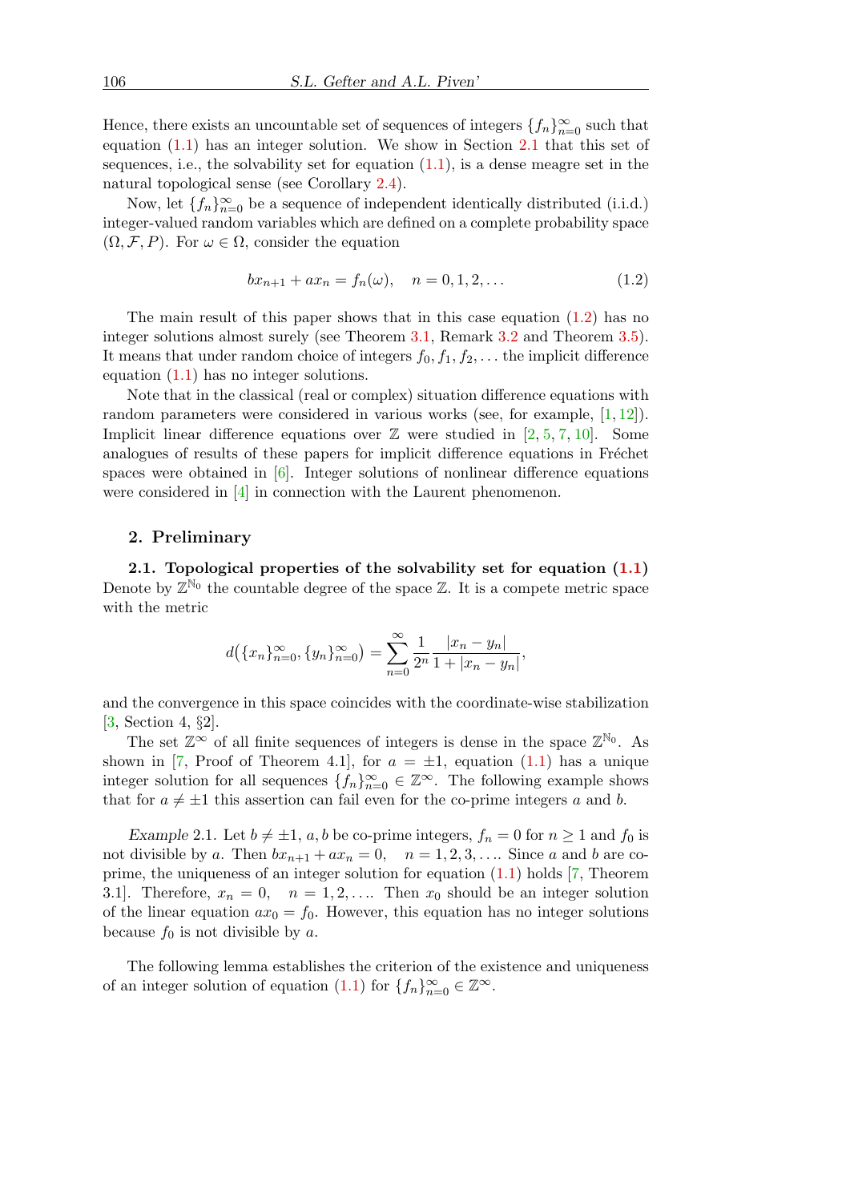Hence, there exists an uncountable set of sequences of integers $\{f_n\}_{n=0}^{\infty}$ such that equation (1.1) has an integer solution. We show in Section 2.1 that this set of sequences, i.e., the solvability set for equation (1.1), is a dense meagre set in the natural topological sense (see Corollary 2.4).

Now, let $\{f_n\}_{n=0}^{\infty}$ be a sequence of independent identically distributed (i.i.d.) integer-valued random variables which are defined on a complete probability space $(\Omega, \mathcal{F}, P)$. For $\omega \in \Omega$, consider the equation

$$bx_{n+1} + ax_n = f_n(\omega), \quad n = 0, 1, 2, \ldots \tag{1.2}$$

The main result of this paper shows that in this case equation (1.2) has no integer solutions almost surely (see Theorem 3.1, Remark 3.2 and Theorem 3.5). It means that under random choice of integers $f_0, f_1, f_2, \ldots$ the implicit difference equation (1.1) has no integer solutions.

Note that in the classical (real or complex) situation difference equations with random parameters were considered in various works (see, for example, [1, 12]). Implicit linear difference equations over $\mathbb{Z}$ were studied in [2, 5, 7, 10]. Some analogues of results of these papers for implicit difference equations in Fréchet spaces were obtained in [6]. Integer solutions of nonlinear difference equations were considered in [4] in connection with the Laurent phenomenon.

## 2. Preliminary

**2.1. Topological properties of the solvability set for equation (1.1)** Denote by $\mathbb{Z}^{\mathbb{N}_0}$ the countable degree of the space $\mathbb{Z}$. It is a compete metric space with the metric

$$d\big(\{x_n\}_{n=0}^{\infty}, \{y_n\}_{n=0}^{\infty}\big) = \sum_{n=0}^{\infty} \frac{1}{2^n} \frac{|x_n - y_n|}{1 + |x_n - y_n|},$$

and the convergence in this space coincides with the coordinate-wise stabilization [3, Section 4, §2].

The set $\mathbb{Z}^{\infty}$ of all finite sequences of integers is dense in the space $\mathbb{Z}^{\mathbb{N}_0}$. As shown in [7, Proof of Theorem 4.1], for $a = \pm 1$, equation (1.1) has a unique integer solution for all sequences $\{f_n\}_{n=0}^{\infty} \in \mathbb{Z}^{\infty}$. The following example shows that for $a \neq \pm 1$ this assertion can fail even for the co-prime integers $a$ and $b$.

*Example* 2.1. Let $b \neq \pm 1$, $a, b$ be co-prime integers, $f_n = 0$ for $n \geq 1$ and $f_0$ is not divisible by $a$. Then $bx_{n+1} + ax_n = 0, \quad n = 1, 2, 3, \ldots$. Since $a$ and $b$ are co-prime, the uniqueness of an integer solution for equation (1.1) holds [7, Theorem 3.1]. Therefore, $x_n = 0, \quad n = 1, 2, \ldots$. Then $x_0$ should be an integer solution of the linear equation $ax_0 = f_0$. However, this equation has no integer solutions because $f_0$ is not divisible by $a$.

The following lemma establishes the criterion of the existence and uniqueness of an integer solution of equation (1.1) for $\{f_n\}_{n=0}^{\infty} \in \mathbb{Z}^{\infty}$.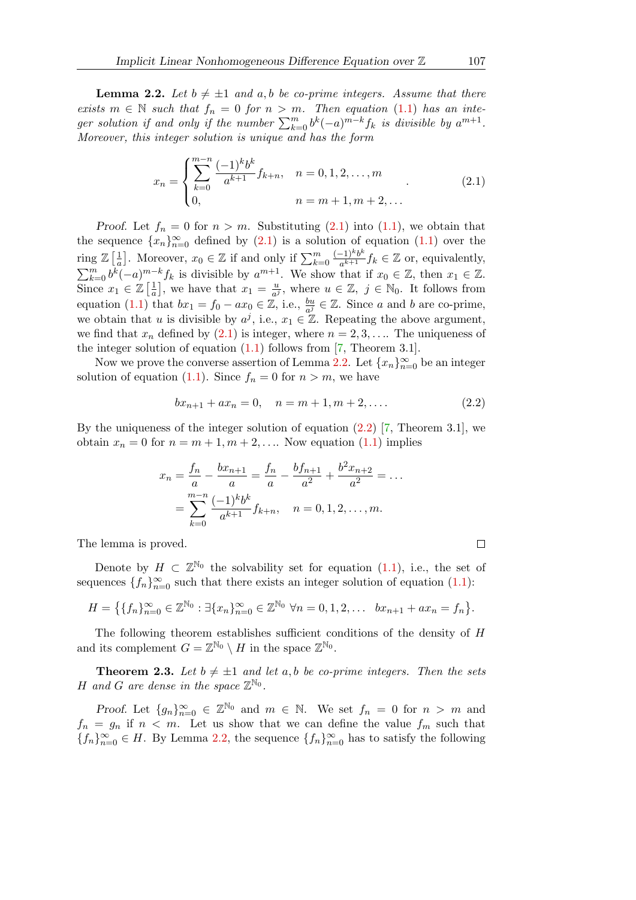**Lemma 2.2.** *Let $b \neq \pm 1$ and $a, b$ be co-prime integers. Assume that there exists $m \in \mathbb{N}$ such that $f_n = 0$ for $n > m$. Then equation (1.1) has an integer solution if and only if the number $\sum_{k=0}^{m} b^k (-a)^{m-k} f_k$ is divisible by $a^{m+1}$. Moreover, this integer solution is unique and has the form*

$$x_n = \begin{cases} \displaystyle\sum_{k=0}^{m-n} \frac{(-1)^k b^k}{a^{k+1}} f_{k+n}, & n = 0, 1, 2, \ldots, m \\ 0, & n = m+1, m+2, \ldots \end{cases} . \tag{2.1}$$

*Proof.* Let $f_n = 0$ for $n > m$. Substituting (2.1) into (1.1), we obtain that the sequence $\{x_n\}_{n=0}^{\infty}$ defined by (2.1) is a solution of equation (1.1) over the ring $\mathbb{Z}\left[\frac{1}{a}\right]$. Moreover, $x_0 \in \mathbb{Z}$ if and only if $\sum_{k=0}^{m} \frac{(-1)^k b^k}{a^{k+1}} f_k \in \mathbb{Z}$ or, equivalently, $\sum_{k=0}^{m} b^k (-a)^{m-k} f_k$ is divisible by $a^{m+1}$. We show that if $x_0 \in \mathbb{Z}$, then $x_1 \in \mathbb{Z}$. Since $x_1 \in \mathbb{Z}\left[\frac{1}{a}\right]$, we have that $x_1 = \frac{u}{a^j}$, where $u \in \mathbb{Z}$, $j \in \mathbb{N}_0$. It follows from equation (1.1) that $bx_1 = f_0 - ax_0 \in \mathbb{Z}$, i.e., $\frac{bu}{a^j} \in \mathbb{Z}$. Since $a$ and $b$ are co-prime, we obtain that $u$ is divisible by $a^j$, i.e., $x_1 \in \mathbb{Z}$. Repeating the above argument, we find that $x_n$ defined by (2.1) is integer, where $n = 2, 3, \ldots$. The uniqueness of the integer solution of equation (1.1) follows from [7, Theorem 3.1].

Now we prove the converse assertion of Lemma 2.2. Let $\{x_n\}_{n=0}^{\infty}$ be an integer solution of equation (1.1). Since $f_n = 0$ for $n > m$, we have

$$bx_{n+1} + ax_n = 0, \quad n = m+1, m+2, \ldots. \tag{2.2}$$

By the uniqueness of the integer solution of equation (2.2) [7, Theorem 3.1], we obtain $x_n = 0$ for $n = m+1, m+2, \ldots$. Now equation (1.1) implies

$$\begin{aligned} x_n &= \frac{f_n}{a} - \frac{bx_{n+1}}{a} = \frac{f_n}{a} - \frac{bf_{n+1}}{a^2} + \frac{b^2 x_{n+2}}{a^2} = \ldots \\ &= \sum_{k=0}^{m-n} \frac{(-1)^k b^k}{a^{k+1}} f_{k+n}, \quad n = 0, 1, 2, \ldots, m. \end{aligned}$$

The lemma is proved. $\square$

Denote by $H \subset \mathbb{Z}^{\mathbb{N}_0}$ the solvability set for equation (1.1), i.e., the set of sequences $\{f_n\}_{n=0}^{\infty}$ such that there exists an integer solution of equation (1.1):

$$H = \left\{ \{f_n\}_{n=0}^{\infty} \in \mathbb{Z}^{\mathbb{N}_0} : \exists \{x_n\}_{n=0}^{\infty} \in \mathbb{Z}^{\mathbb{N}_0} \ \forall n = 0, 1, 2, \ldots \ \ bx_{n+1} + ax_n = f_n \right\}.$$

The following theorem establishes sufficient conditions of the density of $H$ and its complement $G = \mathbb{Z}^{\mathbb{N}_0} \setminus H$ in the space $\mathbb{Z}^{\mathbb{N}_0}$.

**Theorem 2.3.** *Let $b \neq \pm 1$ and let $a, b$ be co-prime integers. Then the sets $H$ and $G$ are dense in the space $\mathbb{Z}^{\mathbb{N}_0}$.*

*Proof.* Let $\{g_n\}_{n=0}^{\infty} \in \mathbb{Z}^{\mathbb{N}_0}$ and $m \in \mathbb{N}$. We set $f_n = 0$ for $n > m$ and $f_n = g_n$ if $n < m$. Let us show that we can define the value $f_m$ such that $\{f_n\}_{n=0}^{\infty} \in H$. By Lemma 2.2, the sequence $\{f_n\}_{n=0}^{\infty}$ has to satisfy the following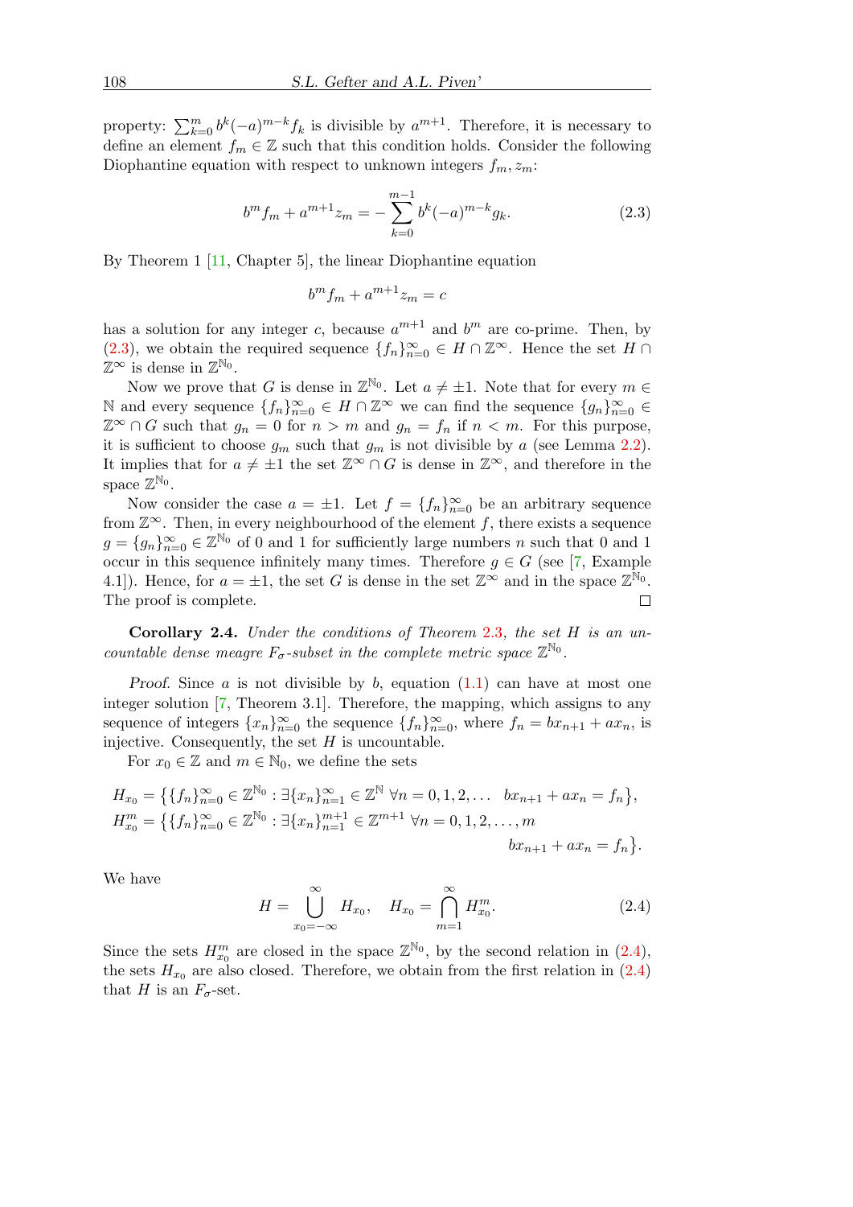property: $\sum_{k=0}^{m} b^k(-a)^{m-k} f_k$ is divisible by $a^{m+1}$. Therefore, it is necessary to define an element $f_m \in \mathbb{Z}$ such that this condition holds. Consider the following Diophantine equation with respect to unknown integers $f_m, z_m$:

$$b^m f_m + a^{m+1} z_m = -\sum_{k=0}^{m-1} b^k(-a)^{m-k} g_k. \tag{2.3}$$

By Theorem 1 [11, Chapter 5], the linear Diophantine equation

$$b^m f_m + a^{m+1} z_m = c$$

has a solution for any integer $c$, because $a^{m+1}$ and $b^m$ are co-prime. Then, by (2.3), we obtain the required sequence $\{f_n\}_{n=0}^{\infty} \in H \cap \mathbb{Z}^{\infty}$. Hence the set $H \cap \mathbb{Z}^{\infty}$ is dense in $\mathbb{Z}^{\mathbb{N}_0}$.

Now we prove that $G$ is dense in $\mathbb{Z}^{\mathbb{N}_0}$. Let $a \neq \pm 1$. Note that for every $m \in \mathbb{N}$ and every sequence $\{f_n\}_{n=0}^{\infty} \in H \cap \mathbb{Z}^{\infty}$ we can find the sequence $\{g_n\}_{n=0}^{\infty} \in \mathbb{Z}^{\infty} \cap G$ such that $g_n = 0$ for $n > m$ and $g_n = f_n$ if $n < m$. For this purpose, it is sufficient to choose $g_m$ such that $g_m$ is not divisible by $a$ (see Lemma 2.2). It implies that for $a \neq \pm 1$ the set $\mathbb{Z}^{\infty} \cap G$ is dense in $\mathbb{Z}^{\infty}$, and therefore in the space $\mathbb{Z}^{\mathbb{N}_0}$.

Now consider the case $a = \pm 1$. Let $f = \{f_n\}_{n=0}^{\infty}$ be an arbitrary sequence from $\mathbb{Z}^{\infty}$. Then, in every neighbourhood of the element $f$, there exists a sequence $g = \{g_n\}_{n=0}^{\infty} \in \mathbb{Z}^{\mathbb{N}_0}$ of 0 and 1 for sufficiently large numbers $n$ such that 0 and 1 occur in this sequence infinitely many times. Therefore $g \in G$ (see [7, Example 4.1]). Hence, for $a = \pm 1$, the set $G$ is dense in the set $\mathbb{Z}^{\infty}$ and in the space $\mathbb{Z}^{\mathbb{N}_0}$. The proof is complete. □

**Corollary 2.4.** *Under the conditions of Theorem 2.3, the set $H$ is an uncountable dense meagre $F_\sigma$-subset in the complete metric space $\mathbb{Z}^{\mathbb{N}_0}$.*

*Proof.* Since $a$ is not divisible by $b$, equation (1.1) can have at most one integer solution [7, Theorem 3.1]. Therefore, the mapping, which assigns to any sequence of integers $\{x_n\}_{n=0}^{\infty}$ the sequence $\{f_n\}_{n=0}^{\infty}$, where $f_n = bx_{n+1} + ax_n$, is injective. Consequently, the set $H$ is uncountable.

For $x_0 \in \mathbb{Z}$ and $m \in \mathbb{N}_0$, we define the sets

$$H_{x_0} = \bigl\{\{f_n\}_{n=0}^{\infty} \in \mathbb{Z}^{\mathbb{N}_0} : \exists \{x_n\}_{n=1}^{\infty} \in \mathbb{Z}^{\mathbb{N}} \ \forall n = 0, 1, 2, \ldots \quad bx_{n+1} + ax_n = f_n\bigr\},$$
$$H_{x_0}^m = \bigl\{\{f_n\}_{n=0}^{\infty} \in \mathbb{Z}^{\mathbb{N}_0} : \exists \{x_n\}_{n=1}^{m+1} \in \mathbb{Z}^{m+1} \ \forall n = 0, 1, 2, \ldots, m \quad bx_{n+1} + ax_n = f_n\bigr\}.$$

We have

$$H = \bigcup_{x_0=-\infty}^{\infty} H_{x_0}, \quad H_{x_0} = \bigcap_{m=1}^{\infty} H_{x_0}^m. \tag{2.4}$$

Since the sets $H_{x_0}^m$ are closed in the space $\mathbb{Z}^{\mathbb{N}_0}$, by the second relation in (2.4), the sets $H_{x_0}$ are also closed. Therefore, we obtain from the first relation in (2.4) that $H$ is an $F_\sigma$-set.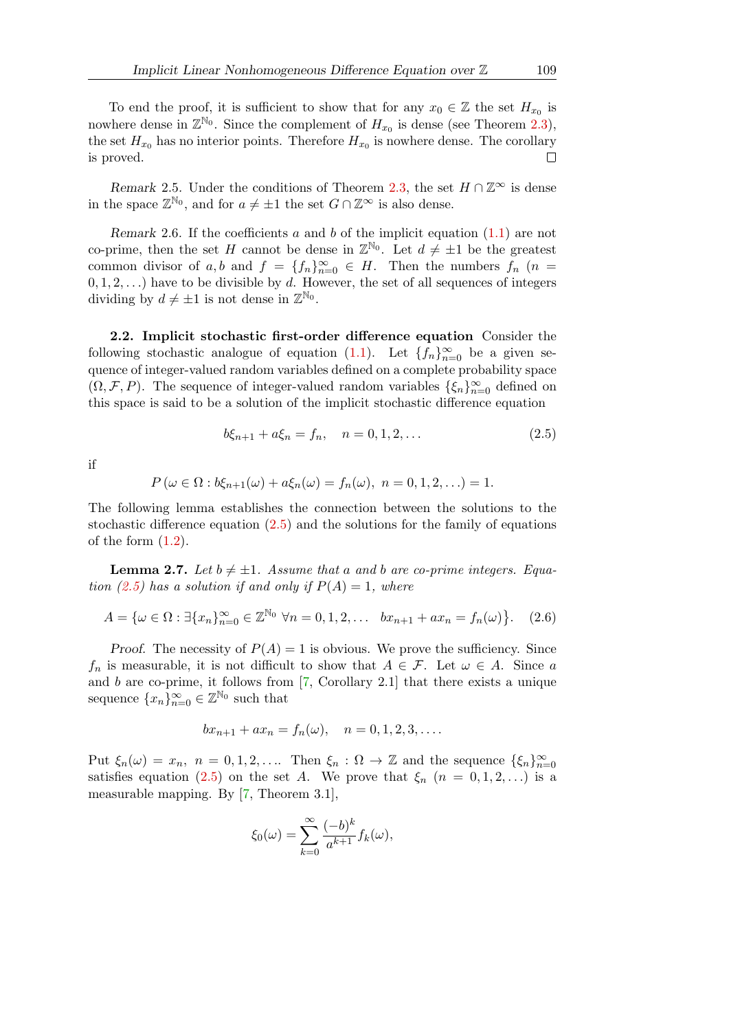To end the proof, it is sufficient to show that for any $x_0 \in \mathbb{Z}$ the set $H_{x_0}$ is nowhere dense in $\mathbb{Z}^{\mathbb{N}_0}$. Since the complement of $H_{x_0}$ is dense (see Theorem 2.3), the set $H_{x_0}$ has no interior points. Therefore $H_{x_0}$ is nowhere dense. The corollary is proved. □

*Remark* 2.5. Under the conditions of Theorem 2.3, the set $H \cap \mathbb{Z}^{\infty}$ is dense in the space $\mathbb{Z}^{\mathbb{N}_0}$, and for $a \neq \pm 1$ the set $G \cap \mathbb{Z}^{\infty}$ is also dense.

*Remark* 2.6. If the coefficients $a$ and $b$ of the implicit equation (1.1) are not co-prime, then the set $H$ cannot be dense in $\mathbb{Z}^{\mathbb{N}_0}$. Let $d \neq \pm 1$ be the greatest common divisor of $a, b$ and $f = \{f_n\}_{n=0}^{\infty} \in H$. Then the numbers $f_n$ ($n = 0, 1, 2, \ldots$) have to be divisible by $d$. However, the set of all sequences of integers dividing by $d \neq \pm 1$ is not dense in $\mathbb{Z}^{\mathbb{N}_0}$.

**2.2. Implicit stochastic first-order difference equation** Consider the following stochastic analogue of equation (1.1). Let $\{f_n\}_{n=0}^{\infty}$ be a given sequence of integer-valued random variables defined on a complete probability space $(\Omega, \mathcal{F}, P)$. The sequence of integer-valued random variables $\{\xi_n\}_{n=0}^{\infty}$ defined on this space is said to be a solution of the implicit stochastic difference equation

$$b\xi_{n+1} + a\xi_n = f_n, \quad n = 0, 1, 2, \ldots \tag{2.5}$$

if

$$P\left(\omega \in \Omega : b\xi_{n+1}(\omega) + a\xi_n(\omega) = f_n(\omega),\ n = 0, 1, 2, \ldots\right) = 1.$$

The following lemma establishes the connection between the solutions to the stochastic difference equation (2.5) and the solutions for the family of equations of the form (1.2).

**Lemma 2.7.** *Let $b \neq \pm 1$. Assume that $a$ and $b$ are co-prime integers. Equation (2.5) has a solution if and only if $P(A) = 1$, where*

$$A = \left\{\omega \in \Omega : \exists \{x_n\}_{n=0}^{\infty} \in \mathbb{Z}^{\mathbb{N}_0}\ \forall n = 0, 1, 2, \ldots \quad bx_{n+1} + ax_n = f_n(\omega)\right\}. \tag{2.6}$$

*Proof.* The necessity of $P(A) = 1$ is obvious. We prove the sufficiency. Since $f_n$ is measurable, it is not difficult to show that $A \in \mathcal{F}$. Let $\omega \in A$. Since $a$ and $b$ are co-prime, it follows from [7, Corollary 2.1] that there exists a unique sequence $\{x_n\}_{n=0}^{\infty} \in \mathbb{Z}^{\mathbb{N}_0}$ such that

$$bx_{n+1} + ax_n = f_n(\omega), \quad n = 0, 1, 2, 3, \ldots.$$

Put $\xi_n(\omega) = x_n$, $n = 0, 1, 2, \ldots$. Then $\xi_n : \Omega \to \mathbb{Z}$ and the sequence $\{\xi_n\}_{n=0}^{\infty}$ satisfies equation (2.5) on the set $A$. We prove that $\xi_n$ ($n = 0, 1, 2, \ldots$) is a measurable mapping. By [7, Theorem 3.1],

$$\xi_0(\omega) = \sum_{k=0}^{\infty} \frac{(-b)^k}{a^{k+1}} f_k(\omega),$$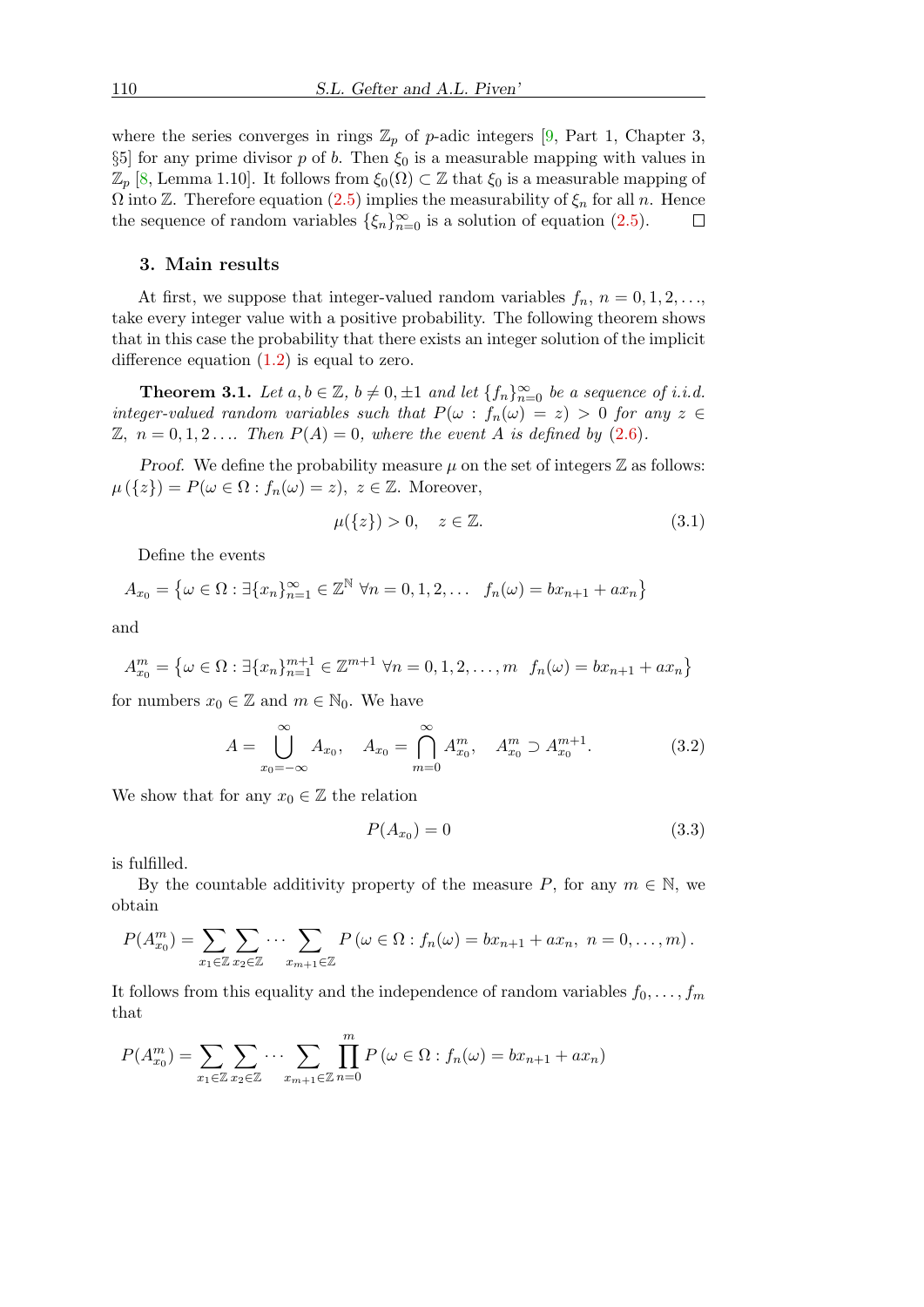where the series converges in rings $\mathbb{Z}_p$ of $p$-adic integers [9, Part 1, Chapter 3, §5] for any prime divisor $p$ of $b$. Then $\xi_0$ is a measurable mapping with values in $\mathbb{Z}_p$ [8, Lemma 1.10]. It follows from $\xi_0(\Omega) \subset \mathbb{Z}$ that $\xi_0$ is a measurable mapping of $\Omega$ into $\mathbb{Z}$. Therefore equation (2.5) implies the measurability of $\xi_n$ for all $n$. Hence the sequence of random variables $\{\xi_n\}_{n=0}^{\infty}$ is a solution of equation (2.5). $\square$

## 3. Main results

At first, we suppose that integer-valued random variables $f_n$, $n = 0, 1, 2, \ldots$, take every integer value with a positive probability. The following theorem shows that in this case the probability that there exists an integer solution of the implicit difference equation (1.2) is equal to zero.

**Theorem 3.1.** *Let $a, b \in \mathbb{Z}$, $b \neq 0, \pm 1$ and let $\{f_n\}_{n=0}^{\infty}$ be a sequence of i.i.d. integer-valued random variables such that $P(\omega : f_n(\omega) = z) > 0$ for any $z \in \mathbb{Z}$, $n = 0, 1, 2 \ldots$. Then $P(A) = 0$, where the event $A$ is defined by (2.6).*

*Proof.* We define the probability measure $\mu$ on the set of integers $\mathbb{Z}$ as follows: $\mu(\{z\}) = P(\omega \in \Omega : f_n(\omega) = z)$, $z \in \mathbb{Z}$. Moreover,

$$\mu(\{z\}) > 0, \quad z \in \mathbb{Z}. \tag{3.1}$$

Define the events

$$A_{x_0} = \left\{\omega \in \Omega : \exists \{x_n\}_{n=1}^{\infty} \in \mathbb{Z}^{\mathbb{N}} \ \forall n = 0, 1, 2, \ldots \quad f_n(\omega) = bx_{n+1} + ax_n\right\}$$

and

$$A_{x_0}^m = \left\{\omega \in \Omega : \exists \{x_n\}_{n=1}^{m+1} \in \mathbb{Z}^{m+1} \ \forall n = 0, 1, 2, \ldots, m \quad f_n(\omega) = bx_{n+1} + ax_n\right\}$$

for numbers $x_0 \in \mathbb{Z}$ and $m \in \mathbb{N}_0$. We have

$$A = \bigcup_{x_0=-\infty}^{\infty} A_{x_0}, \quad A_{x_0} = \bigcap_{m=0}^{\infty} A_{x_0}^m, \quad A_{x_0}^m \supset A_{x_0}^{m+1}. \tag{3.2}$$

We show that for any $x_0 \in \mathbb{Z}$ the relation

$$P(A_{x_0}) = 0 \tag{3.3}$$

is fulfilled.

By the countable additivity property of the measure $P$, for any $m \in \mathbb{N}$, we obtain

$$P(A_{x_0}^m) = \sum_{x_1 \in \mathbb{Z}} \sum_{x_2 \in \mathbb{Z}} \cdots \sum_{x_{m+1} \in \mathbb{Z}} P\left(\omega \in \Omega : f_n(\omega) = bx_{n+1} + ax_n, \ n = 0, \ldots, m\right).$$

It follows from this equality and the independence of random variables $f_0, \ldots, f_m$ that

$$P(A_{x_0}^m) = \sum_{x_1 \in \mathbb{Z}} \sum_{x_2 \in \mathbb{Z}} \cdots \sum_{x_{m+1} \in \mathbb{Z}} \prod_{n=0}^{m} P\left(\omega \in \Omega : f_n(\omega) = bx_{n+1} + ax_n\right)$$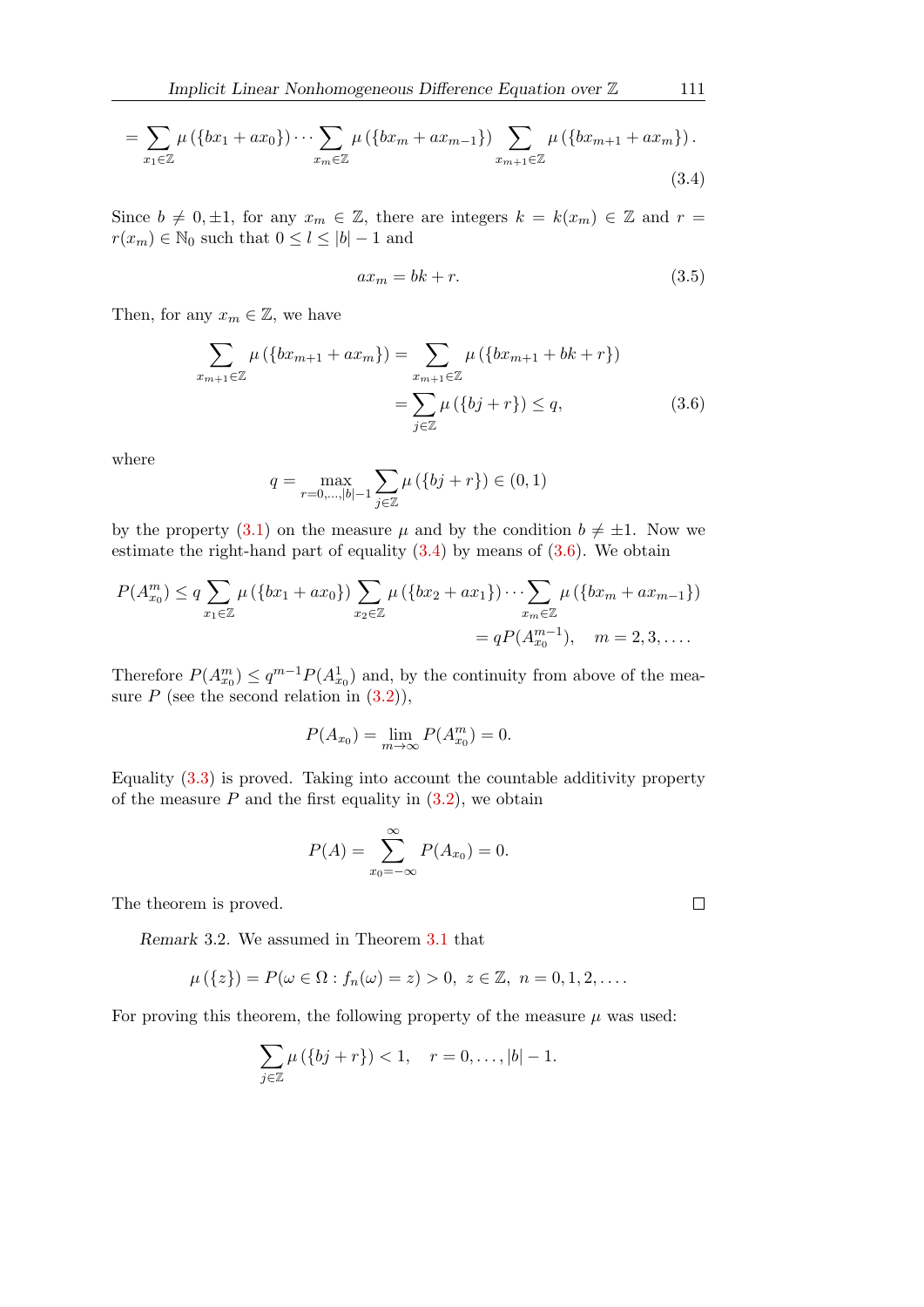$$= \sum_{x_1 \in \mathbb{Z}} \mu\left(\{bx_1 + ax_0\}\right) \cdots \sum_{x_m \in \mathbb{Z}} \mu\left(\{bx_m + ax_{m-1}\}\right) \sum_{x_{m+1} \in \mathbb{Z}} \mu\left(\{bx_{m+1} + ax_m\}\right). \tag{3.4}$$

Since $b \neq 0, \pm 1$, for any $x_m \in \mathbb{Z}$, there are integers $k = k(x_m) \in \mathbb{Z}$ and $r = r(x_m) \in \mathbb{N}_0$ such that $0 \leq l \leq |b| - 1$ and

$$ax_m = bk + r. \tag{3.5}$$

Then, for any $x_m \in \mathbb{Z}$, we have

$$\begin{aligned} \sum_{x_{m+1} \in \mathbb{Z}} \mu\left(\{bx_{m+1} + ax_m\}\right) &= \sum_{x_{m+1} \in \mathbb{Z}} \mu\left(\{bx_{m+1} + bk + r\}\right) \\ &= \sum_{j \in \mathbb{Z}} \mu\left(\{bj + r\}\right) \leq q, \end{aligned} \tag{3.6}$$

where

$$q = \max_{r=0,\ldots,|b|-1} \sum_{j \in \mathbb{Z}} \mu\left(\{bj + r\}\right) \in (0, 1)$$

by the property (3.1) on the measure $\mu$ and by the condition $b \neq \pm 1$. Now we estimate the right-hand part of equality (3.4) by means of (3.6). We obtain

$$\begin{aligned} P(A_{x_0}^m) \leq q \sum_{x_1 \in \mathbb{Z}} \mu\left(\{bx_1 + ax_0\}\right) \sum_{x_2 \in \mathbb{Z}} \mu\left(\{bx_2 + ax_1\}\right) \cdots \sum_{x_m \in \mathbb{Z}} \mu\left(\{bx_m + ax_{m-1}\}\right) \\ = qP(A_{x_0}^{m-1}), \quad m = 2, 3, \ldots. \end{aligned}$$

Therefore $P(A_{x_0}^m) \leq q^{m-1} P(A_{x_0}^1)$ and, by the continuity from above of the measure $P$ (see the second relation in (3.2)),

$$P(A_{x_0}) = \lim_{m \to \infty} P(A_{x_0}^m) = 0.$$

Equality (3.3) is proved. Taking into account the countable additivity property of the measure $P$ and the first equality in (3.2), we obtain

$$P(A) = \sum_{x_0 = -\infty}^{\infty} P(A_{x_0}) = 0.$$

The theorem is proved. $\square$

*Remark* 3.2. We assumed in Theorem 3.1 that

$$\mu\left(\{z\}\right) = P(\omega \in \Omega : f_n(\omega) = z) > 0, \; z \in \mathbb{Z}, \; n = 0, 1, 2, \ldots.$$

For proving this theorem, the following property of the measure $\mu$ was used:

$$\sum_{j \in \mathbb{Z}} \mu\left(\{bj + r\}\right) < 1, \quad r = 0, \ldots, |b| - 1.$$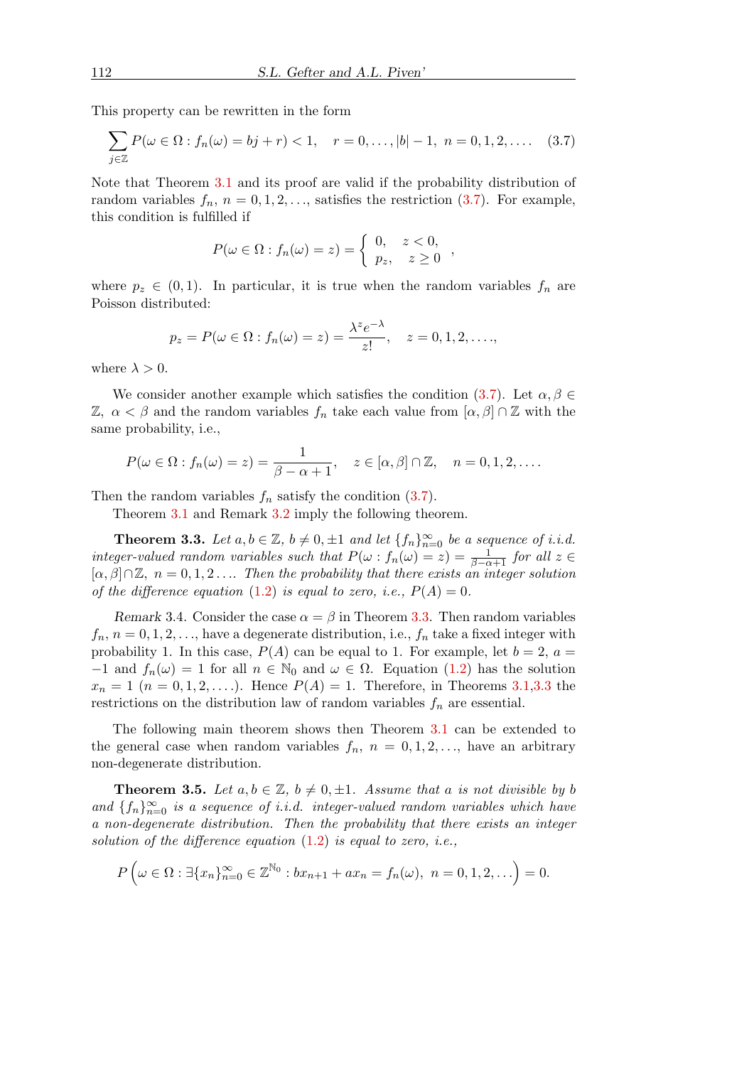This property can be rewritten in the form

$$\sum_{j\in\mathbb{Z}} P(\omega \in \Omega : f_n(\omega) = bj + r) < 1, \quad r = 0, \ldots, |b| - 1, \; n = 0, 1, 2, \ldots. \tag{3.7}$$

Note that Theorem 3.1 and its proof are valid if the probability distribution of random variables $f_n$, $n = 0, 1, 2, \ldots$, satisfies the restriction (3.7). For example, this condition is fulfilled if

$$P(\omega \in \Omega : f_n(\omega) = z) = \begin{cases} 0, & z < 0, \\ p_z, & z \geq 0 \end{cases},$$

where $p_z \in (0, 1)$. In particular, it is true when the random variables $f_n$ are Poisson distributed:

$$p_z = P(\omega \in \Omega : f_n(\omega) = z) = \frac{\lambda^z e^{-\lambda}}{z!}, \quad z = 0, 1, 2, \ldots,$$

where $\lambda > 0$.

We consider another example which satisfies the condition (3.7). Let $\alpha, \beta \in \mathbb{Z}$, $\alpha < \beta$ and the random variables $f_n$ take each value from $[\alpha, \beta] \cap \mathbb{Z}$ with the same probability, i.e.,

$$P(\omega \in \Omega : f_n(\omega) = z) = \frac{1}{\beta - \alpha + 1}, \quad z \in [\alpha, \beta] \cap \mathbb{Z}, \quad n = 0, 1, 2, \ldots.$$

Then the random variables $f_n$ satisfy the condition (3.7).

Theorem 3.1 and Remark 3.2 imply the following theorem.

**Theorem 3.3.** *Let $a, b \in \mathbb{Z}$, $b \neq 0, \pm 1$ and let $\{f_n\}_{n=0}^{\infty}$ be a sequence of i.i.d. integer-valued random variables such that $P(\omega : f_n(\omega) = z) = \frac{1}{\beta - \alpha + 1}$ for all $z \in [\alpha, \beta] \cap \mathbb{Z}$, $n = 0, 1, 2 \ldots$. Then the probability that there exists an integer solution of the difference equation (1.2) is equal to zero, i.e., $P(A) = 0$.*

*Remark* 3.4. Consider the case $\alpha = \beta$ in Theorem 3.3. Then random variables $f_n$, $n = 0, 1, 2, \ldots$, have a degenerate distribution, i.e., $f_n$ take a fixed integer with probability 1. In this case, $P(A)$ can be equal to 1. For example, let $b = 2$, $a = -1$ and $f_n(\omega) = 1$ for all $n \in \mathbb{N}_0$ and $\omega \in \Omega$. Equation (1.2) has the solution $x_n = 1$ $(n = 0, 1, 2, \ldots)$. Hence $P(A) = 1$. Therefore, in Theorems 3.1,3.3 the restrictions on the distribution law of random variables $f_n$ are essential.

The following main theorem shows then Theorem 3.1 can be extended to the general case when random variables $f_n$, $n = 0, 1, 2, \ldots$, have an arbitrary non-degenerate distribution.

**Theorem 3.5.** *Let $a, b \in \mathbb{Z}$, $b \neq 0, \pm 1$. Assume that $a$ is not divisible by $b$ and $\{f_n\}_{n=0}^{\infty}$ is a sequence of i.i.d. integer-valued random variables which have a non-degenerate distribution. Then the probability that there exists an integer solution of the difference equation (1.2) is equal to zero, i.e.,*

$$P\Big(\omega \in \Omega : \exists \{x_n\}_{n=0}^{\infty} \in \mathbb{Z}^{\mathbb{N}_0} : bx_{n+1} + ax_n = f_n(\omega), \; n = 0, 1, 2, \ldots\Big) = 0.$$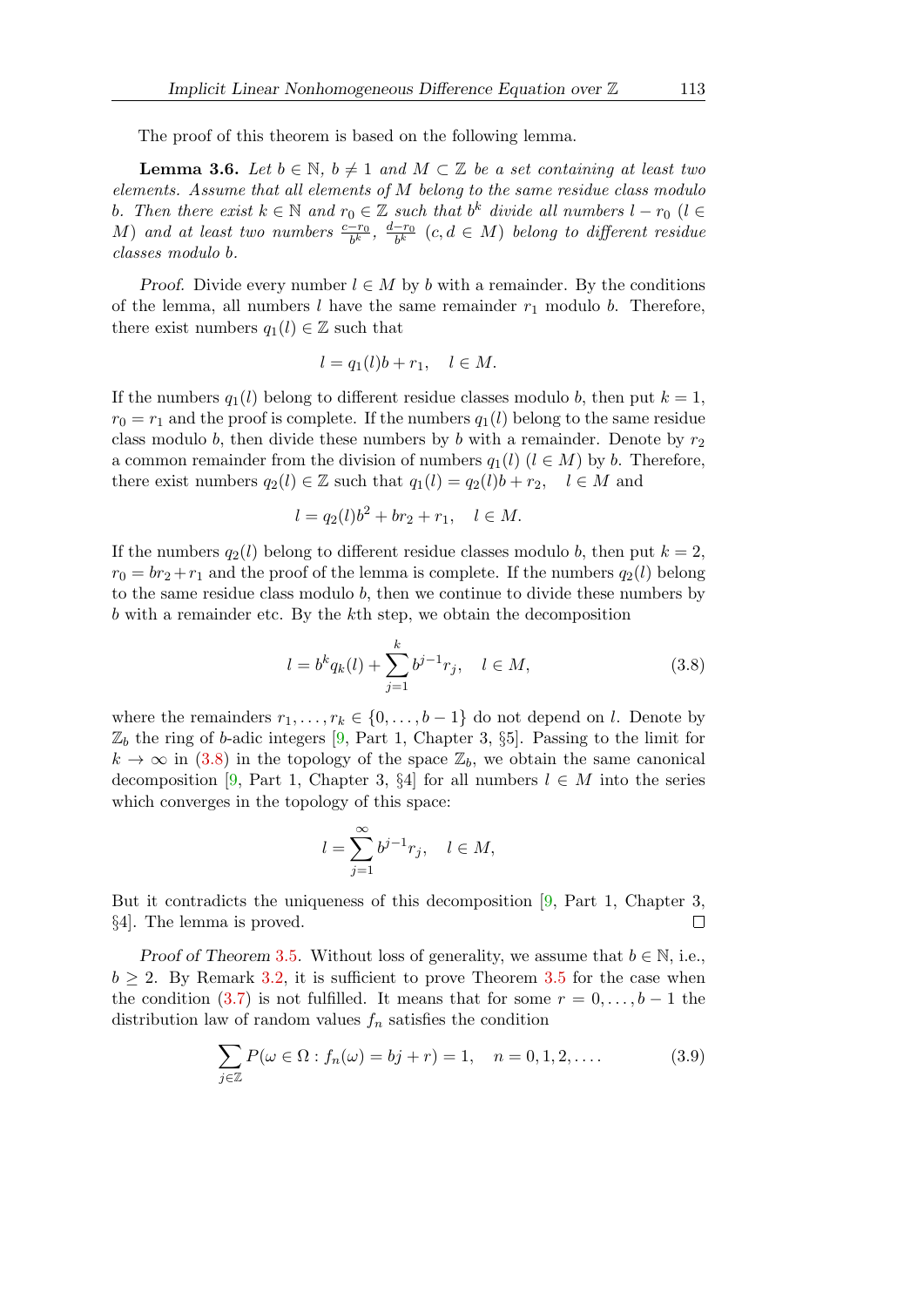The proof of this theorem is based on the following lemma.

**Lemma 3.6.** *Let $b \in \mathbb{N}$, $b \neq 1$ and $M \subset \mathbb{Z}$ be a set containing at least two elements. Assume that all elements of $M$ belong to the same residue class modulo $b$. Then there exist $k \in \mathbb{N}$ and $r_0 \in \mathbb{Z}$ such that $b^k$ divide all numbers $l - r_0$ ($l \in M$) and at least two numbers $\frac{c-r_0}{b^k}$, $\frac{d-r_0}{b^k}$ ($c, d \in M$) belong to different residue classes modulo $b$.*

*Proof.* Divide every number $l \in M$ by $b$ with a remainder. By the conditions of the lemma, all numbers $l$ have the same remainder $r_1$ modulo $b$. Therefore, there exist numbers $q_1(l) \in \mathbb{Z}$ such that

$$l = q_1(l)b + r_1, \quad l \in M.$$

If the numbers $q_1(l)$ belong to different residue classes modulo $b$, then put $k = 1$, $r_0 = r_1$ and the proof is complete. If the numbers $q_1(l)$ belong to the same residue class modulo $b$, then divide these numbers by $b$ with a remainder. Denote by $r_2$ a common remainder from the division of numbers $q_1(l)$ ($l \in M$) by $b$. Therefore, there exist numbers $q_2(l) \in \mathbb{Z}$ such that $q_1(l) = q_2(l)b + r_2$, $\quad l \in M$ and

$$l = q_2(l)b^2 + br_2 + r_1, \quad l \in M.$$

If the numbers $q_2(l)$ belong to different residue classes modulo $b$, then put $k = 2$, $r_0 = br_2 + r_1$ and the proof of the lemma is complete. If the numbers $q_2(l)$ belong to the same residue class modulo $b$, then we continue to divide these numbers by $b$ with a remainder etc. By the $k$th step, we obtain the decomposition

$$l = b^k q_k(l) + \sum_{j=1}^{k} b^{j-1} r_j, \quad l \in M, \tag{3.8}$$

where the remainders $r_1, \ldots, r_k \in \{0, \ldots, b-1\}$ do not depend on $l$. Denote by $\mathbb{Z}_b$ the ring of $b$-adic integers [9, Part 1, Chapter 3, §5]. Passing to the limit for $k \to \infty$ in (3.8) in the topology of the space $\mathbb{Z}_b$, we obtain the same canonical decomposition [9, Part 1, Chapter 3, §4] for all numbers $l \in M$ into the series which converges in the topology of this space:

$$l = \sum_{j=1}^{\infty} b^{j-1} r_j, \quad l \in M,$$

But it contradicts the uniqueness of this decomposition [9, Part 1, Chapter 3, §4]. The lemma is proved. $\square$

*Proof of Theorem 3.5.* Without loss of generality, we assume that $b \in \mathbb{N}$, i.e., $b \geq 2$. By Remark 3.2, it is sufficient to prove Theorem 3.5 for the case when the condition (3.7) is not fulfilled. It means that for some $r = 0, \ldots, b-1$ the distribution law of random values $f_n$ satisfies the condition

$$\sum_{j \in \mathbb{Z}} P(\omega \in \Omega : f_n(\omega) = bj + r) = 1, \quad n = 0, 1, 2, \ldots. \tag{3.9}$$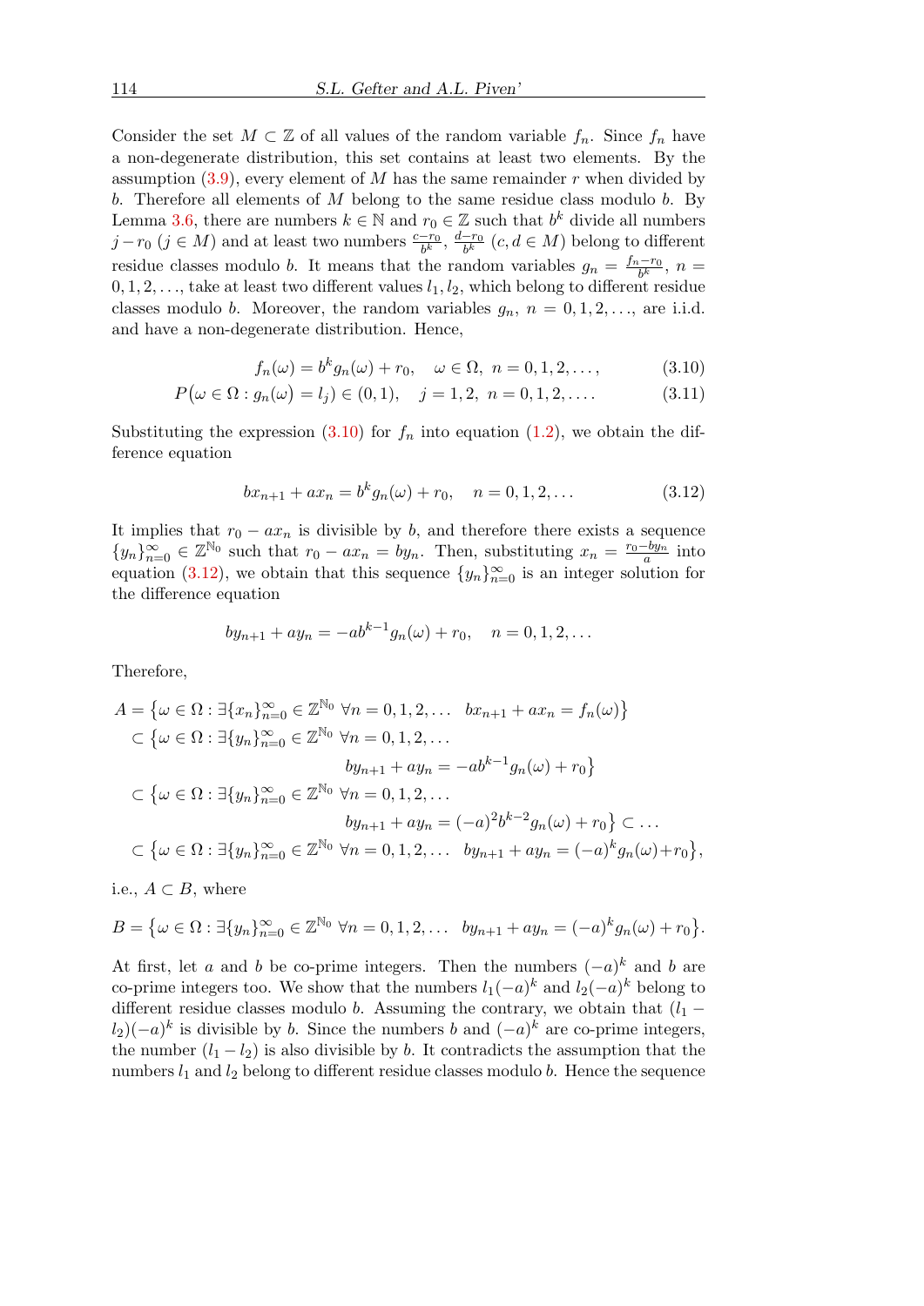Consider the set $M \subset \mathbb{Z}$ of all values of the random variable $f_n$. Since $f_n$ have a non-degenerate distribution, this set contains at least two elements. By the assumption (3.9), every element of $M$ has the same remainder $r$ when divided by $b$. Therefore all elements of $M$ belong to the same residue class modulo $b$. By Lemma 3.6, there are numbers $k \in \mathbb{N}$ and $r_0 \in \mathbb{Z}$ such that $b^k$ divide all numbers $j - r_0$ ($j \in M$) and at least two numbers $\frac{c-r_0}{b^k}$, $\frac{d-r_0}{b^k}$ ($c, d \in M$) belong to different residue classes modulo $b$. It means that the random variables $g_n = \frac{f_n - r_0}{b^k}$, $n = 0, 1, 2, \ldots$, take at least two different values $l_1, l_2$, which belong to different residue classes modulo $b$. Moreover, the random variables $g_n$, $n = 0, 1, 2, \ldots$, are i.i.d. and have a non-degenerate distribution. Hence,

$$f_n(\omega) = b^k g_n(\omega) + r_0, \quad \omega \in \Omega, \ n = 0, 1, 2, \ldots, \tag{3.10}$$

$$P\big(\omega \in \Omega : g_n(\omega) = l_j\big) \in (0, 1), \quad j = 1, 2, \ n = 0, 1, 2, \ldots. \tag{3.11}$$

Substituting the expression (3.10) for $f_n$ into equation (1.2), we obtain the difference equation

$$bx_{n+1} + ax_n = b^k g_n(\omega) + r_0, \quad n = 0, 1, 2, \ldots \tag{3.12}$$

It implies that $r_0 - ax_n$ is divisible by $b$, and therefore there exists a sequence $\{y_n\}_{n=0}^{\infty} \in \mathbb{Z}^{\mathbb{N}_0}$ such that $r_0 - ax_n = by_n$. Then, substituting $x_n = \frac{r_0 - by_n}{a}$ into equation (3.12), we obtain that this sequence $\{y_n\}_{n=0}^{\infty}$ is an integer solution for the difference equation

$$by_{n+1} + ay_n = -ab^{k-1} g_n(\omega) + r_0, \quad n = 0, 1, 2, \ldots$$

Therefore,

$$\begin{aligned}
A &= \big\{\omega \in \Omega : \exists \{x_n\}_{n=0}^{\infty} \in \mathbb{Z}^{\mathbb{N}_0} \ \forall n = 0, 1, 2, \ldots \ \ bx_{n+1} + ax_n = f_n(\omega)\big\} \\
&\subset \big\{\omega \in \Omega : \exists \{y_n\}_{n=0}^{\infty} \in \mathbb{Z}^{\mathbb{N}_0} \ \forall n = 0, 1, 2, \ldots \\
&\qquad\qquad by_{n+1} + ay_n = -ab^{k-1} g_n(\omega) + r_0\big\} \\
&\subset \big\{\omega \in \Omega : \exists \{y_n\}_{n=0}^{\infty} \in \mathbb{Z}^{\mathbb{N}_0} \ \forall n = 0, 1, 2, \ldots \\
&\qquad\qquad by_{n+1} + ay_n = (-a)^2 b^{k-2} g_n(\omega) + r_0\big\} \subset \ldots \\
&\subset \big\{\omega \in \Omega : \exists \{y_n\}_{n=0}^{\infty} \in \mathbb{Z}^{\mathbb{N}_0} \ \forall n = 0, 1, 2, \ldots \ \ by_{n+1} + ay_n = (-a)^k g_n(\omega) + r_0\big\},
\end{aligned}$$

i.e., $A \subset B$, where

$$B = \big\{\omega \in \Omega : \exists \{y_n\}_{n=0}^{\infty} \in \mathbb{Z}^{\mathbb{N}_0} \ \forall n = 0, 1, 2, \ldots \ \ by_{n+1} + ay_n = (-a)^k g_n(\omega) + r_0\big\}.$$

At first, let $a$ and $b$ be co-prime integers. Then the numbers $(-a)^k$ and $b$ are co-prime integers too. We show that the numbers $l_1(-a)^k$ and $l_2(-a)^k$ belong to different residue classes modulo $b$. Assuming the contrary, we obtain that $(l_1 - l_2)(-a)^k$ is divisible by $b$. Since the numbers $b$ and $(-a)^k$ are co-prime integers, the number $(l_1 - l_2)$ is also divisible by $b$. It contradicts the assumption that the numbers $l_1$ and $l_2$ belong to different residue classes modulo $b$. Hence the sequence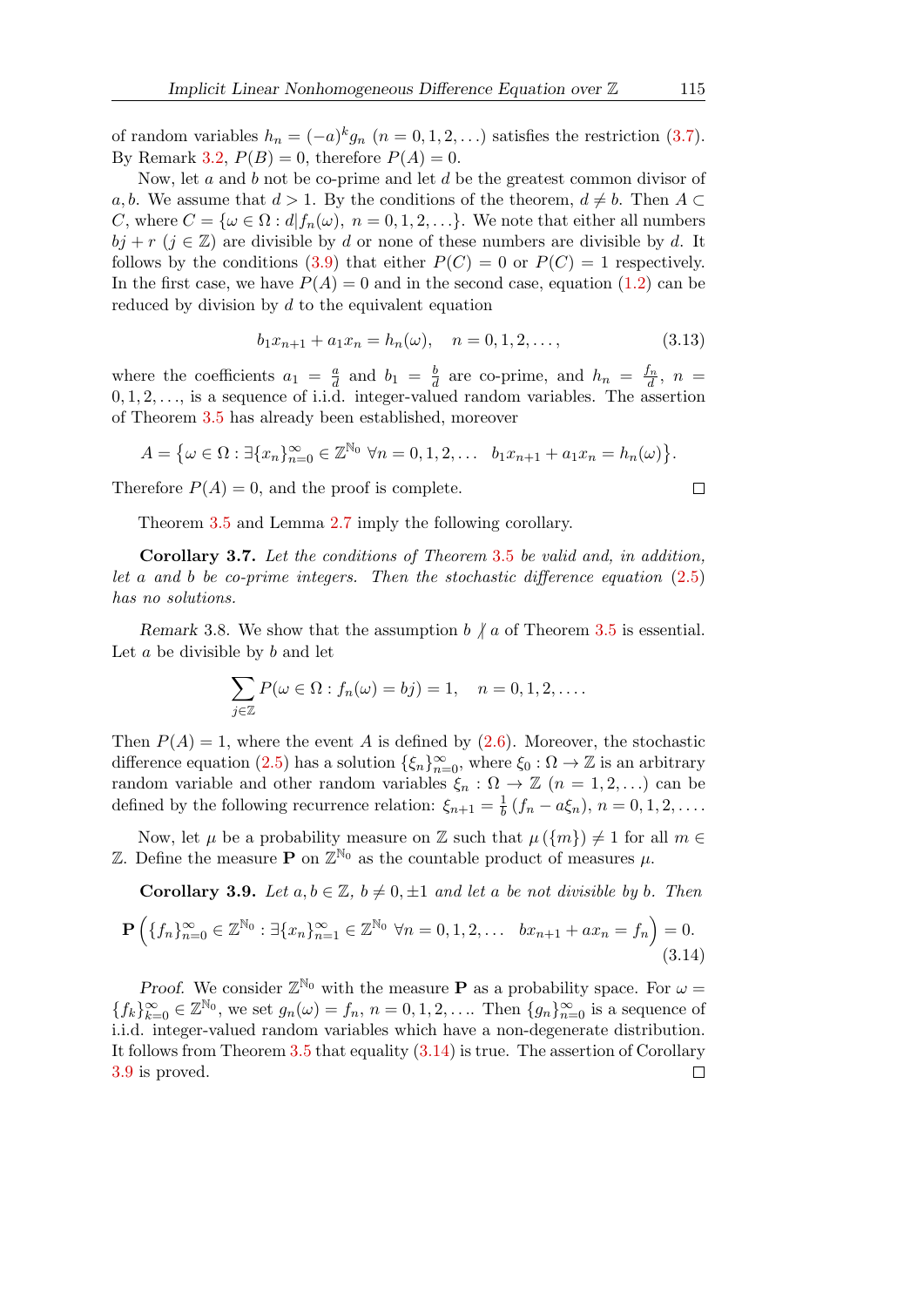of random variables $h_n = (-a)^k g_n$ $(n = 0, 1, 2, \ldots)$ satisfies the restriction (3.7). By Remark 3.2, $P(B) = 0$, therefore $P(A) = 0$.

Now, let $a$ and $b$ not be co-prime and let $d$ be the greatest common divisor of $a, b$. We assume that $d > 1$. By the conditions of the theorem, $d \neq b$. Then $A \subset C$, where $C = \{\omega \in \Omega : d | f_n(\omega),\ n = 0, 1, 2, \ldots\}$. We note that either all numbers $bj + r$ $(j \in \mathbb{Z})$ are divisible by $d$ or none of these numbers are divisible by $d$. It follows by the conditions (3.9) that either $P(C) = 0$ or $P(C) = 1$ respectively. In the first case, we have $P(A) = 0$ and in the second case, equation (1.2) can be reduced by division by $d$ to the equivalent equation

$$b_1 x_{n+1} + a_1 x_n = h_n(\omega), \quad n = 0, 1, 2, \ldots, \tag{3.13}$$

where the coefficients $a_1 = \frac{a}{d}$ and $b_1 = \frac{b}{d}$ are co-prime, and $h_n = \frac{f_n}{d}$, $n = 0, 1, 2, \ldots$, is a sequence of i.i.d. integer-valued random variables. The assertion of Theorem 3.5 has already been established, moreover

$$A = \left\{\omega \in \Omega : \exists \{x_n\}_{n=0}^{\infty} \in \mathbb{Z}^{\mathbb{N}_0}\ \forall n = 0, 1, 2, \ldots \quad b_1 x_{n+1} + a_1 x_n = h_n(\omega)\right\}.$$

Therefore $P(A) = 0$, and the proof is complete. $\square$

Theorem 3.5 and Lemma 2.7 imply the following corollary.

**Corollary 3.7.** *Let the conditions of Theorem 3.5 be valid and, in addition, let $a$ and $b$ be co-prime integers. Then the stochastic difference equation (2.5) has no solutions.*

*Remark* 3.8. We show that the assumption $b \nmid a$ of Theorem 3.5 is essential. Let $a$ be divisible by $b$ and let

$$\sum_{j \in \mathbb{Z}} P(\omega \in \Omega : f_n(\omega) = bj) = 1, \quad n = 0, 1, 2, \ldots.$$

Then $P(A) = 1$, where the event $A$ is defined by (2.6). Moreover, the stochastic difference equation (2.5) has a solution $\{\xi_n\}_{n=0}^{\infty}$, where $\xi_0 : \Omega \to \mathbb{Z}$ is an arbitrary random variable and other random variables $\xi_n : \Omega \to \mathbb{Z}$ $(n = 1, 2, \ldots)$ can be defined by the following recurrence relation: $\xi_{n+1} = \frac{1}{b}\left(f_n - a\xi_n\right)$, $n = 0, 1, 2, \ldots$.

Now, let $\mu$ be a probability measure on $\mathbb{Z}$ such that $\mu(\{m\}) \neq 1$ for all $m \in \mathbb{Z}$. Define the measure $\mathbf{P}$ on $\mathbb{Z}^{\mathbb{N}_0}$ as the countable product of measures $\mu$.

**Corollary 3.9.** *Let $a, b \in \mathbb{Z}$, $b \neq 0, \pm 1$ and let $a$ be not divisible by $b$. Then*

$$\mathbf{P}\left(\{f_n\}_{n=0}^{\infty} \in \mathbb{Z}^{\mathbb{N}_0} : \exists \{x_n\}_{n=1}^{\infty} \in \mathbb{Z}^{\mathbb{N}_0}\ \forall n = 0, 1, 2, \ldots \quad b x_{n+1} + a x_n = f_n\right) = 0. \tag{3.14}$$

*Proof.* We consider $\mathbb{Z}^{\mathbb{N}_0}$ with the measure $\mathbf{P}$ as a probability space. For $\omega = \{f_k\}_{k=0}^{\infty} \in \mathbb{Z}^{\mathbb{N}_0}$, we set $g_n(\omega) = f_n$, $n = 0, 1, 2, \ldots$. Then $\{g_n\}_{n=0}^{\infty}$ is a sequence of i.i.d. integer-valued random variables which have a non-degenerate distribution. It follows from Theorem 3.5 that equality (3.14) is true. The assertion of Corollary 3.9 is proved. $\square$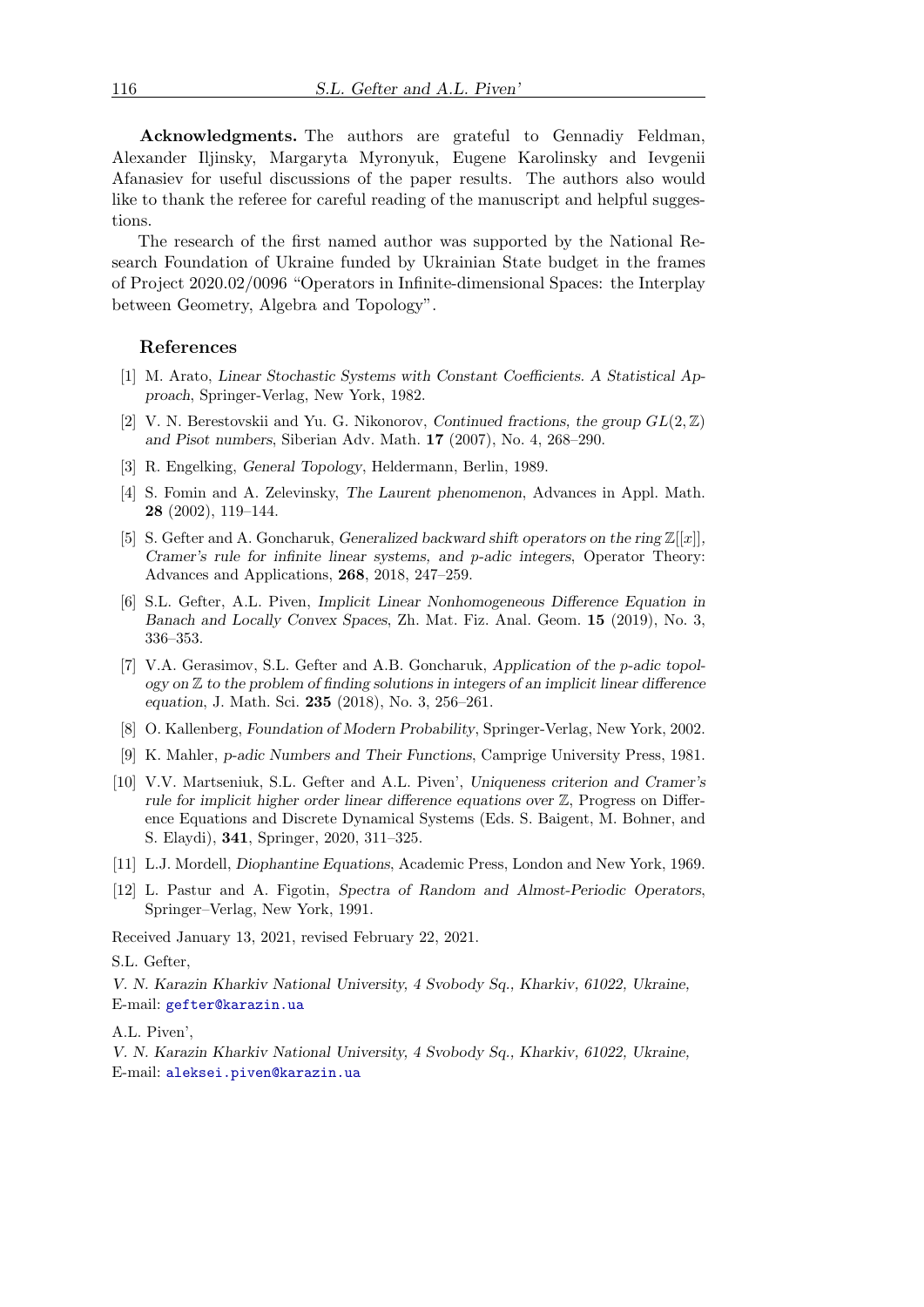**Acknowledgments.** The authors are grateful to Gennadiy Feldman, Alexander Iljinsky, Margaryta Myronyuk, Eugene Karolinsky and Ievgenii Afanasiev for useful discussions of the paper results. The authors also would like to thank the referee for careful reading of the manuscript and helpful suggestions.

The research of the first named author was supported by the National Research Foundation of Ukraine funded by Ukrainian State budget in the frames of Project 2020.02/0096 "Operators in Infinite-dimensional Spaces: the Interplay between Geometry, Algebra and Topology".

## References

[1] M. Arato, *Linear Stochastic Systems with Constant Coefficients. A Statistical Approach*, Springer-Verlag, New York, 1982.

[2] V. N. Berestovskii and Yu. G. Nikonorov, *Continued fractions, the group $GL(2,\mathbb{Z})$ and Pisot numbers*, Siberian Adv. Math. **17** (2007), No. 4, 268–290.

[3] R. Engelking, *General Topology*, Heldermann, Berlin, 1989.

[4] S. Fomin and A. Zelevinsky, *The Laurent phenomenon*, Advances in Appl. Math. **28** (2002), 119–144.

[5] S. Gefter and A. Goncharuk, *Generalized backward shift operators on the ring $\mathbb{Z}[[x]]$, Cramer's rule for infinite linear systems, and p-adic integers*, Operator Theory: Advances and Applications, **268**, 2018, 247–259.

[6] S.L. Gefter, A.L. Piven, *Implicit Linear Nonhomogeneous Difference Equation in Banach and Locally Convex Spaces*, Zh. Mat. Fiz. Anal. Geom. **15** (2019), No. 3, 336–353.

[7] V.A. Gerasimov, S.L. Gefter and A.B. Goncharuk, *Application of the p-adic topology on $\mathbb{Z}$ to the problem of finding solutions in integers of an implicit linear difference equation*, J. Math. Sci. **235** (2018), No. 3, 256–261.

[8] O. Kallenberg, *Foundation of Modern Probability*, Springer-Verlag, New York, 2002.

[9] K. Mahler, *p-adic Numbers and Their Functions*, Camprige University Press, 1981.

[10] V.V. Martseniuk, S.L. Gefter and A.L. Piven', *Uniqueness criterion and Cramer's rule for implicit higher order linear difference equations over $\mathbb{Z}$*, Progress on Difference Equations and Discrete Dynamical Systems (Eds. S. Baigent, M. Bohner, and S. Elaydi), **341**, Springer, 2020, 311–325.

[11] L.J. Mordell, *Diophantine Equations*, Academic Press, London and New York, 1969.

[12] L. Pastur and A. Figotin, *Spectra of Random and Almost-Periodic Operators*, Springer–Verlag, New York, 1991.

Received January 13, 2021, revised February 22, 2021.

S.L. Gefter,

*V. N. Karazin Kharkiv National University, 4 Svobody Sq., Kharkiv, 61022, Ukraine,*
E-mail: gefter@karazin.ua

A.L. Piven',

*V. N. Karazin Kharkiv National University, 4 Svobody Sq., Kharkiv, 61022, Ukraine,*
E-mail: aleksei.piven@karazin.ua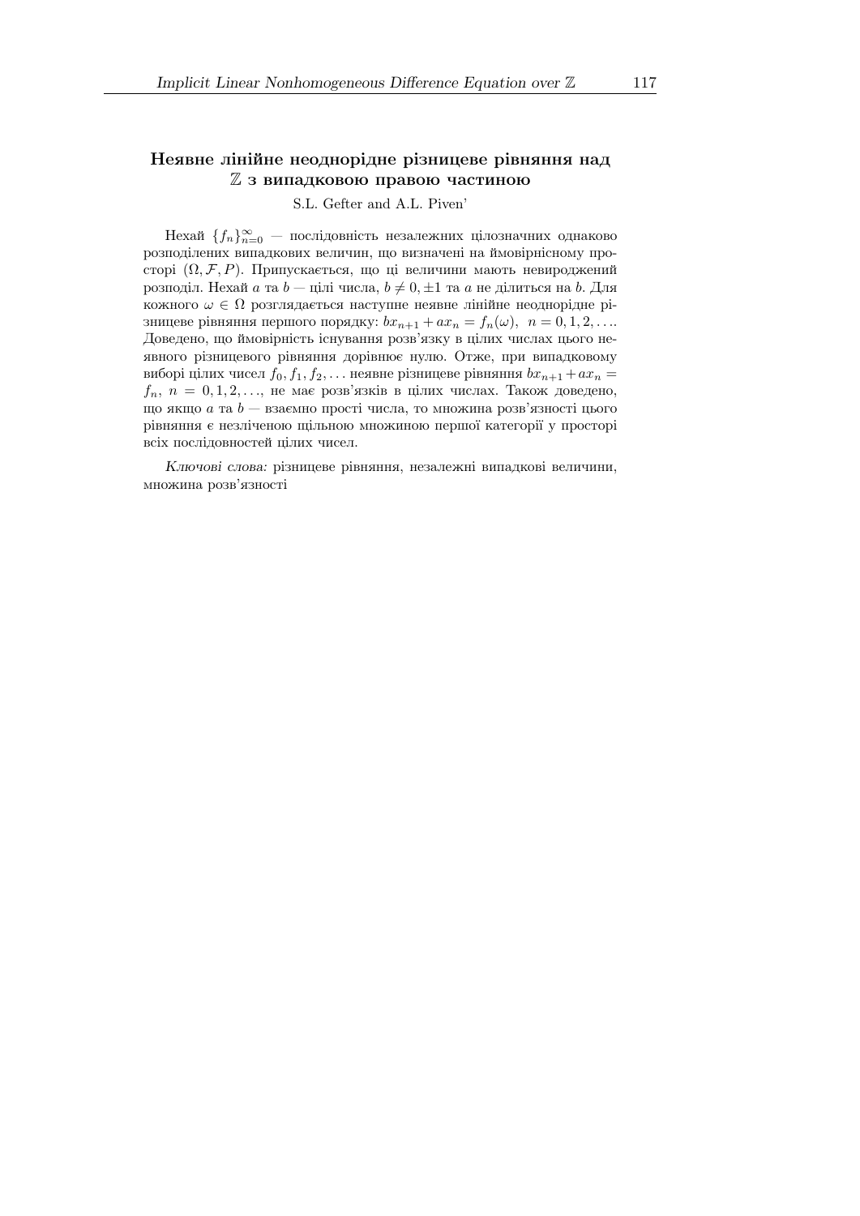## Неявне лінійне неоднорідне різницеве рівняння над $\mathbb{Z}$ з випадковою правою частиною

S.L. Gefter and A.L. Piven'

Нехай $\{f_n\}_{n=0}^{\infty}$ — послідовність незалежних цілозначних однаково розподілених випадкових величин, що визначені на ймовірнісному просторі $(\Omega, \mathcal{F}, P)$. Припускається, що ці величини мають невироджений розподіл. Нехай $a$ та $b$ — цілі числа, $b \neq 0, \pm 1$ та $a$ не ділиться на $b$. Для кожного $\omega \in \Omega$ розглядається наступне неявне лінійне неоднорідне різницеве рівняння першого порядку: $bx_{n+1} + ax_n = f_n(\omega)$, $n = 0, 1, 2, \ldots$. Доведено, що ймовірність існування розв'язку в цілих числах цього неявного різницевого рівняння дорівнює нулю. Отже, при випадковому виборі цілих чисел $f_0, f_1, f_2, \ldots$ неявне різницеве рівняння $bx_{n+1} + ax_n = f_n$, $n = 0, 1, 2, \ldots$, не має розв'язків в цілих числах. Також доведено, що якщо $a$ та $b$ — взаємно прості числа, то множина розв'язності цього рівняння є незліченою щільною множиною першої категорії у просторі всіх послідовностей цілих чисел.

*Ключові слова:* різницеве рівняння, незалежні випадкові величини, множина розв'язності